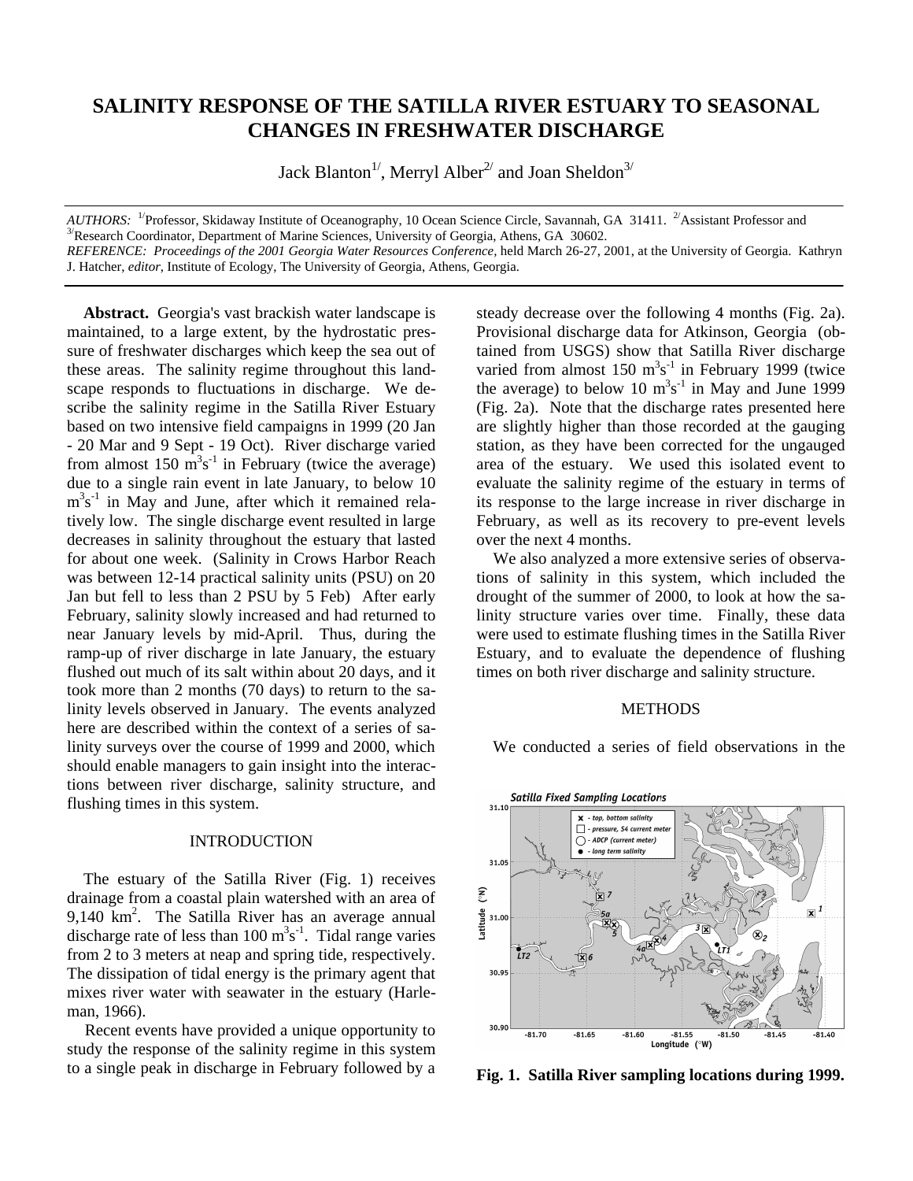# SALINITY RESPONSE OF THE SATILLA RIVER ESTUARY TO SEASONAL CHANGES IN FRESHWATER DISCHARGE

Jack Blanton[1/], Merryl Alber[2/] and Joan Sheldon[3/]

*AUTHORS:* [1/]Professor, Skidaway Institute of Oceanography, 10 Ocean Science Circle, Savannah, GA 31411. [2/]Assistant Professor and [3/]Research Coordinator, Department of Marine Sciences, University of Georgia, Athens, GA 30602.
*REFERENCE: Proceedings of the 2001 Georgia Water Resources Conference*, held March 26-27, 2001, at the University of Georgia. Kathryn J. Hatcher, *editor*, Institute of Ecology, The University of Georgia, Athens, Georgia.

**Abstract.** Georgia's vast brackish water landscape is maintained, to a large extent, by the hydrostatic pressure of freshwater discharges which keep the sea out of these areas. The salinity regime throughout this landscape responds to fluctuations in discharge. We describe the salinity regime in the Satilla River Estuary based on two intensive field campaigns in 1999 (20 Jan - 20 Mar and 9 Sept - 19 Oct). River discharge varied from almost 150 $m^3s^{-1}$ in February (twice the average) due to a single rain event in late January, to below 10 $m^3s^{-1}$ in May and June, after which it remained relatively low. The single discharge event resulted in large decreases in salinity throughout the estuary that lasted for about one week. (Salinity in Crows Harbor Reach was between 12-14 practical salinity units (PSU) on 20 Jan but fell to less than 2 PSU by 5 Feb) After early February, salinity slowly increased and had returned to near January levels by mid-April. Thus, during the ramp-up of river discharge in late January, the estuary flushed out much of its salt within about 20 days, and it took more than 2 months (70 days) to return to the salinity levels observed in January. The events analyzed here are described within the context of a series of salinity surveys over the course of 1999 and 2000, which should enable managers to gain insight into the interactions between river discharge, salinity structure, and flushing times in this system.

## INTRODUCTION

The estuary of the Satilla River (Fig. 1) receives drainage from a coastal plain watershed with an area of 9,140 $km^2$. The Satilla River has an average annual discharge rate of less than 100 $m^3s^{-1}$. Tidal range varies from 2 to 3 meters at neap and spring tide, respectively. The dissipation of tidal energy is the primary agent that mixes river water with seawater in the estuary (Harleman, 1966).

Recent events have provided a unique opportunity to study the response of the salinity regime in this system to a single peak in discharge in February followed by a steady decrease over the following 4 months (Fig. 2a). Provisional discharge data for Atkinson, Georgia (obtained from USGS) show that Satilla River discharge varied from almost 150 $m^3s^{-1}$ in February 1999 (twice the average) to below 10 $m^3s^{-1}$ in May and June 1999 (Fig. 2a). Note that the discharge rates presented here are slightly higher than those recorded at the gauging station, as they have been corrected for the ungauged area of the estuary. We used this isolated event to evaluate the salinity regime of the estuary in terms of its response to the large increase in river discharge in February, as well as its recovery to pre-event levels over the next 4 months.

We also analyzed a more extensive series of observations of salinity in this system, which included the drought of the summer of 2000, to look at how the salinity structure varies over time. Finally, these data were used to estimate flushing times in the Satilla River Estuary, and to evaluate the dependence of flushing times on both river discharge and salinity structure.

## METHODS

We conducted a series of field observations in the

**Fig. 1. Satilla River sampling locations during 1999.**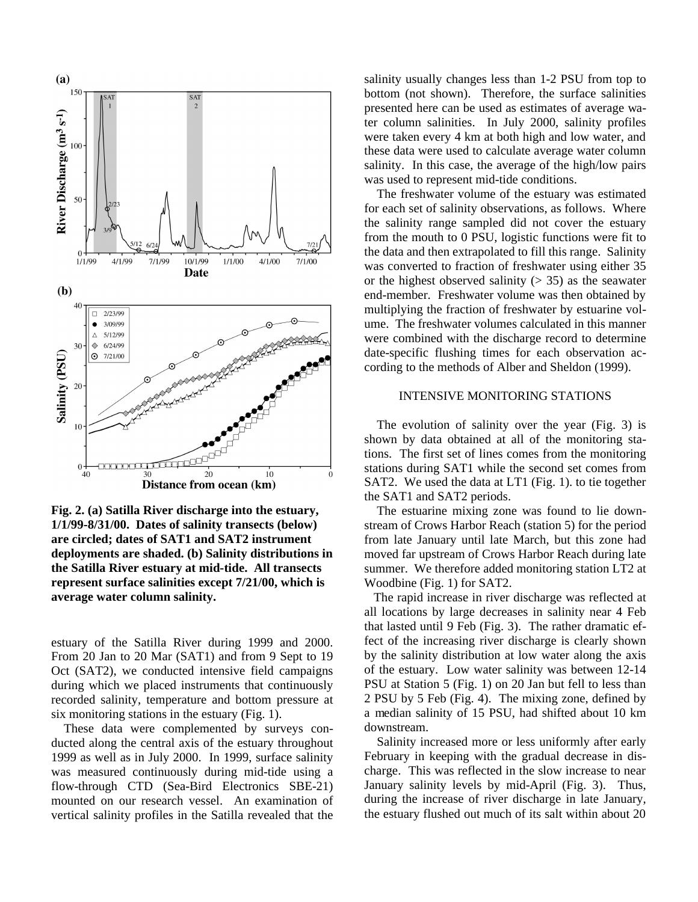Fig. 2. (a) Satilla River discharge into the estuary, 1/1/99-8/31/00. Dates of salinity transects (below) are circled; dates of SAT1 and SAT2 instrument deployments are shaded. (b) Salinity distributions in the Satilla River estuary at mid-tide. All transects represent surface salinities except 7/21/00, which is average water column salinity.

estuary of the Satilla River during 1999 and 2000. From 20 Jan to 20 Mar (SAT1) and from 9 Sept to 19 Oct (SAT2), we conducted intensive field campaigns during which we placed instruments that continuously recorded salinity, temperature and bottom pressure at six monitoring stations in the estuary (Fig. 1).

These data were complemented by surveys conducted along the central axis of the estuary throughout 1999 as well as in July 2000. In 1999, surface salinity was measured continuously during mid-tide using a flow-through CTD (Sea-Bird Electronics SBE-21) mounted on our research vessel. An examination of vertical salinity profiles in the Satilla revealed that the salinity usually changes less than 1-2 PSU from top to bottom (not shown). Therefore, the surface salinities presented here can be used as estimates of average water column salinities. In July 2000, salinity profiles were taken every 4 km at both high and low water, and these data were used to calculate average water column salinity. In this case, the average of the high/low pairs was used to represent mid-tide conditions.

The freshwater volume of the estuary was estimated for each set of salinity observations, as follows. Where the salinity range sampled did not cover the estuary from the mouth to 0 PSU, logistic functions were fit to the data and then extrapolated to fill this range. Salinity was converted to fraction of freshwater using either 35 or the highest observed salinity (> 35) as the seawater end-member. Freshwater volume was then obtained by multiplying the fraction of freshwater by estuarine volume. The freshwater volumes calculated in this manner were combined with the discharge record to determine date-specific flushing times for each observation according to the methods of Alber and Sheldon (1999).

## INTENSIVE MONITORING STATIONS

The evolution of salinity over the year (Fig. 3) is shown by data obtained at all of the monitoring stations. The first set of lines comes from the monitoring stations during SAT1 while the second set comes from SAT2. We used the data at LT1 (Fig. 1). to tie together the SAT1 and SAT2 periods.

The estuarine mixing zone was found to lie downstream of Crows Harbor Reach (station 5) for the period from late January until late March, but this zone had moved far upstream of Crows Harbor Reach during late summer. We therefore added monitoring station LT2 at Woodbine (Fig. 1) for SAT2.

The rapid increase in river discharge was reflected at all locations by large decreases in salinity near 4 Feb that lasted until 9 Feb (Fig. 3). The rather dramatic effect of the increasing river discharge is clearly shown by the salinity distribution at low water along the axis of the estuary. Low water salinity was between 12-14 PSU at Station 5 (Fig. 1) on 20 Jan but fell to less than 2 PSU by 5 Feb (Fig. 4). The mixing zone, defined by a median salinity of 15 PSU, had shifted about 10 km downstream.

Salinity increased more or less uniformly after early February in keeping with the gradual decrease in discharge. This was reflected in the slow increase to near January salinity levels by mid-April (Fig. 3). Thus, during the increase of river discharge in late January, the estuary flushed out much of its salt within about 20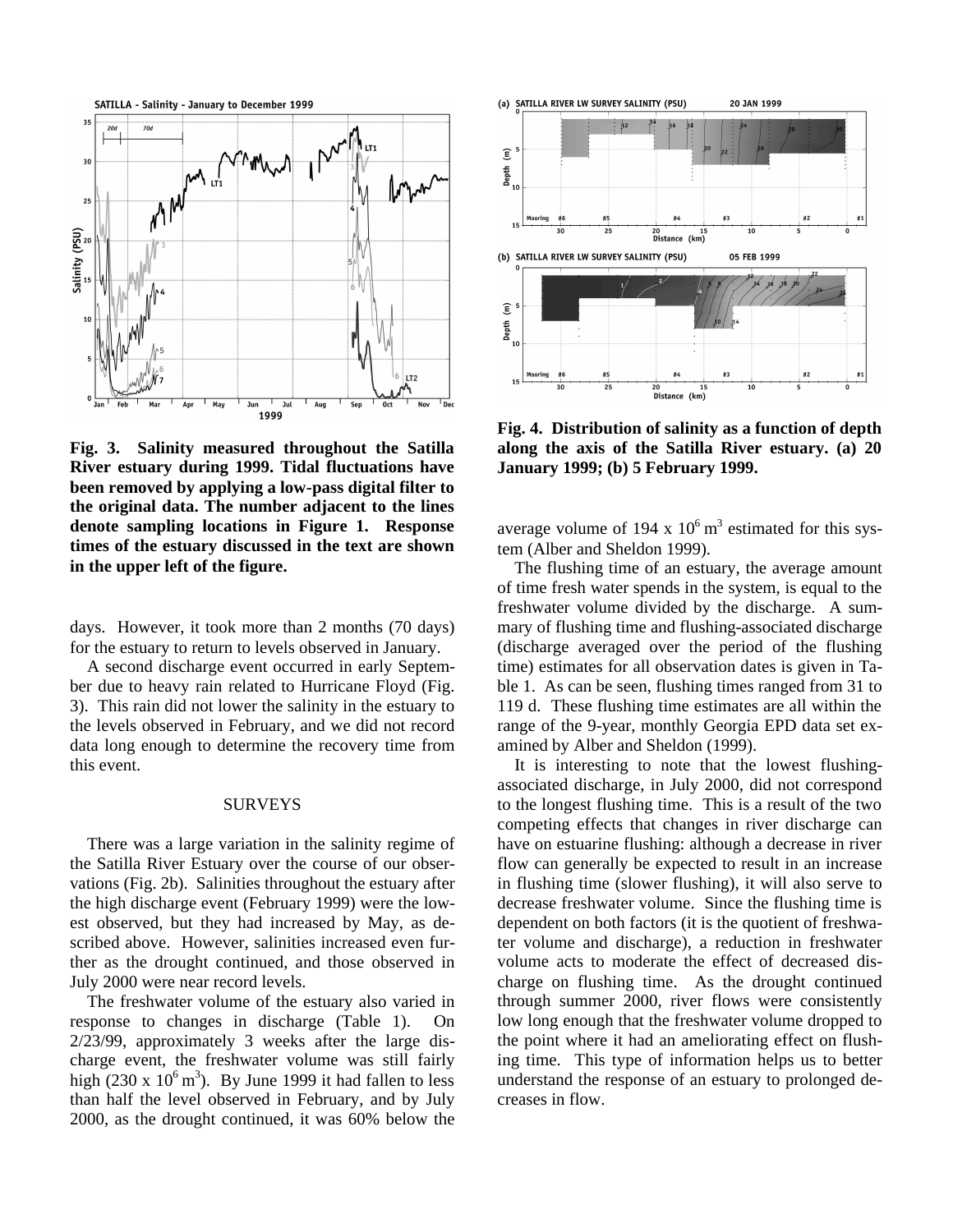**Fig. 3. Salinity measured throughout the Satilla River estuary during 1999. Tidal fluctuations have been removed by applying a low-pass digital filter to the original data. The number adjacent to the lines denote sampling locations in Figure 1. Response times of the estuary discussed in the text are shown in the upper left of the figure.**

days. However, it took more than 2 months (70 days) for the estuary to return to levels observed in January.

A second discharge event occurred in early September due to heavy rain related to Hurricane Floyd (Fig. 3). This rain did not lower the salinity in the estuary to the levels observed in February, and we did not record data long enough to determine the recovery time from this event.

## SURVEYS

There was a large variation in the salinity regime of the Satilla River Estuary over the course of our observations (Fig. 2b). Salinities throughout the estuary after the high discharge event (February 1999) were the lowest observed, but they had increased by May, as described above. However, salinities increased even further as the drought continued, and those observed in July 2000 were near record levels.

The freshwater volume of the estuary also varied in response to changes in discharge (Table 1). On 2/23/99, approximately 3 weeks after the large discharge event, the freshwater volume was still fairly high ($230 \times 10^6$ m$^3$). By June 1999 it had fallen to less than half the level observed in February, and by July 2000, as the drought continued, it was 60% below the average volume of $194 \times 10^6$ m$^3$ estimated for this system (Alber and Sheldon 1999).

**Fig. 4. Distribution of salinity as a function of depth along the axis of the Satilla River estuary. (a) 20 January 1999; (b) 5 February 1999.**

The flushing time of an estuary, the average amount of time fresh water spends in the system, is equal to the freshwater volume divided by the discharge. A summary of flushing time and flushing-associated discharge (discharge averaged over the period of the flushing time) estimates for all observation dates is given in Table 1. As can be seen, flushing times ranged from 31 to 119 d. These flushing time estimates are all within the range of the 9-year, monthly Georgia EPD data set examined by Alber and Sheldon (1999).

It is interesting to note that the lowest flushing-associated discharge, in July 2000, did not correspond to the longest flushing time. This is a result of the two competing effects that changes in river discharge can have on estuarine flushing: although a decrease in river flow can generally be expected to result in an increase in flushing time (slower flushing), it will also serve to decrease freshwater volume. Since the flushing time is dependent on both factors (it is the quotient of freshwater volume and discharge), a reduction in freshwater volume acts to moderate the effect of decreased discharge on flushing time. As the drought continued through summer 2000, river flows were consistently low long enough that the freshwater volume dropped to the point where it had an ameliorating effect on flushing time. This type of information helps us to better understand the response of an estuary to prolonged decreases in flow.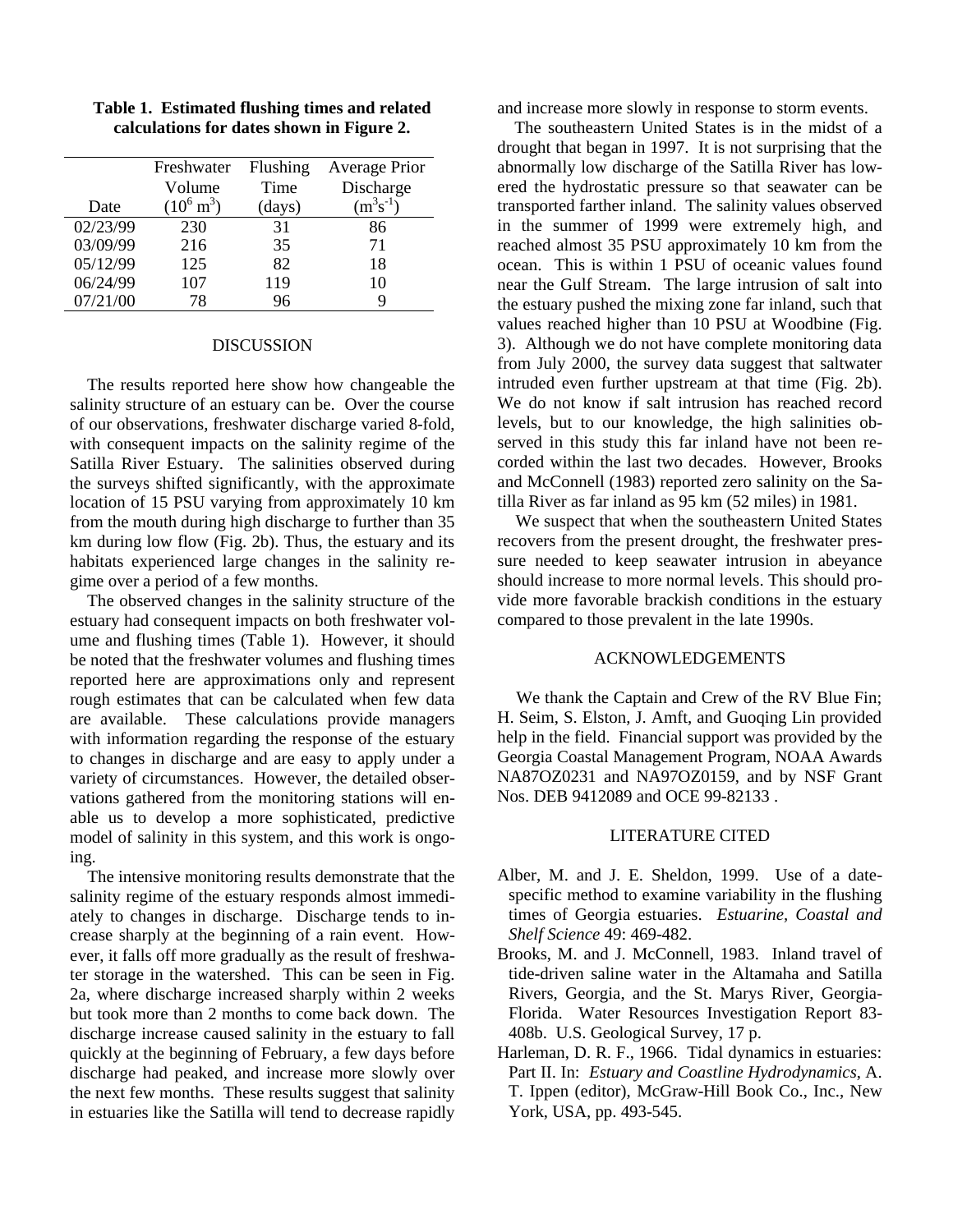**Table 1. Estimated flushing times and related calculations for dates shown in Figure 2.**

| Date | Freshwater Volume ($10^6$ $m^3$) | Flushing Time (days) | Average Prior Discharge ($m^3s^{-1}$) |
|---|---|---|---|
| 02/23/99 | 230 | 31 | 86 |
| 03/09/99 | 216 | 35 | 71 |
| 05/12/99 | 125 | 82 | 18 |
| 06/24/99 | 107 | 119 | 10 |
| 07/21/00 | 78 | 96 | 9 |

## DISCUSSION

The results reported here show how changeable the salinity structure of an estuary can be. Over the course of our observations, freshwater discharge varied 8-fold, with consequent impacts on the salinity regime of the Satilla River Estuary. The salinities observed during the surveys shifted significantly, with the approximate location of 15 PSU varying from approximately 10 km from the mouth during high discharge to further than 35 km during low flow (Fig. 2b). Thus, the estuary and its habitats experienced large changes in the salinity regime over a period of a few months.

The observed changes in the salinity structure of the estuary had consequent impacts on both freshwater volume and flushing times (Table 1). However, it should be noted that the freshwater volumes and flushing times reported here are approximations only and represent rough estimates that can be calculated when few data are available. These calculations provide managers with information regarding the response of the estuary to changes in discharge and are easy to apply under a variety of circumstances. However, the detailed observations gathered from the monitoring stations will enable us to develop a more sophisticated, predictive model of salinity in this system, and this work is ongoing.

The intensive monitoring results demonstrate that the salinity regime of the estuary responds almost immediately to changes in discharge. Discharge tends to increase sharply at the beginning of a rain event. However, it falls off more gradually as the result of freshwater storage in the watershed. This can be seen in Fig. 2a, where discharge increased sharply within 2 weeks but took more than 2 months to come back down. The discharge increase caused salinity in the estuary to fall quickly at the beginning of February, a few days before discharge had peaked, and increase more slowly over the next few months. These results suggest that salinity in estuaries like the Satilla will tend to decrease rapidly and increase more slowly in response to storm events.

The southeastern United States is in the midst of a drought that began in 1997. It is not surprising that the abnormally low discharge of the Satilla River has lowered the hydrostatic pressure so that seawater can be transported farther inland. The salinity values observed in the summer of 1999 were extremely high, and reached almost 35 PSU approximately 10 km from the ocean. This is within 1 PSU of oceanic values found near the Gulf Stream. The large intrusion of salt into the estuary pushed the mixing zone far inland, such that values reached higher than 10 PSU at Woodbine (Fig. 3). Although we do not have complete monitoring data from July 2000, the survey data suggest that saltwater intruded even further upstream at that time (Fig. 2b). We do not know if salt intrusion has reached record levels, but to our knowledge, the high salinities observed in this study this far inland have not been recorded within the last two decades. However, Brooks and McConnell (1983) reported zero salinity on the Satilla River as far inland as 95 km (52 miles) in 1981.

We suspect that when the southeastern United States recovers from the present drought, the freshwater pressure needed to keep seawater intrusion in abeyance should increase to more normal levels. This should provide more favorable brackish conditions in the estuary compared to those prevalent in the late 1990s.

## ACKNOWLEDGEMENTS

We thank the Captain and Crew of the RV Blue Fin; H. Seim, S. Elston, J. Amft, and Guoqing Lin provided help in the field. Financial support was provided by the Georgia Coastal Management Program, NOAA Awards NA87OZ0231 and NA97OZ0159, and by NSF Grant Nos. DEB 9412089 and OCE 99-82133 .

## LITERATURE CITED

Alber, M. and J. E. Sheldon, 1999. Use of a date-specific method to examine variability in the flushing times of Georgia estuaries. *Estuarine, Coastal and Shelf Science* 49: 469-482.

Brooks, M. and J. McConnell, 1983. Inland travel of tide-driven saline water in the Altamaha and Satilla Rivers, Georgia, and the St. Marys River, Georgia-Florida. Water Resources Investigation Report 83-408b. U.S. Geological Survey, 17 p.

Harleman, D. R. F., 1966. Tidal dynamics in estuaries: Part II. In: *Estuary and Coastline Hydrodynamics*, A. T. Ippen (editor), McGraw-Hill Book Co., Inc., New York, USA, pp. 493-545.